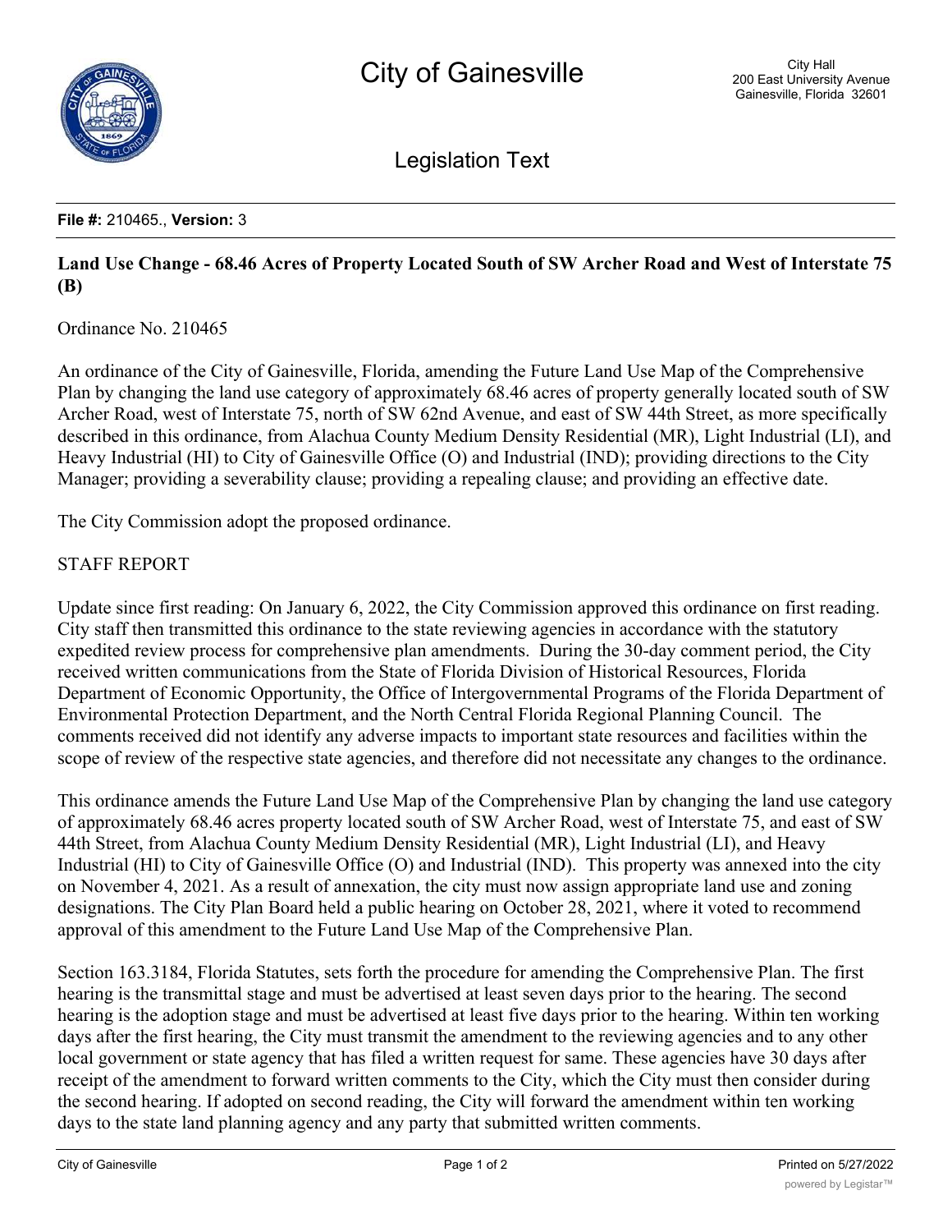# City of Gainesville

City Hall
200 East University Avenue
Gainesville, Florida 32601

## Legislation Text

**File #:** 210465., **Version:** 3

**Land Use Change - 68.46 Acres of Property Located South of SW Archer Road and West of Interstate 75 (B)**

Ordinance No. 210465

An ordinance of the City of Gainesville, Florida, amending the Future Land Use Map of the Comprehensive Plan by changing the land use category of approximately 68.46 acres of property generally located south of SW Archer Road, west of Interstate 75, north of SW 62nd Avenue, and east of SW 44th Street, as more specifically described in this ordinance, from Alachua County Medium Density Residential (MR), Light Industrial (LI), and Heavy Industrial (HI) to City of Gainesville Office (O) and Industrial (IND); providing directions to the City Manager; providing a severability clause; providing a repealing clause; and providing an effective date.

The City Commission adopt the proposed ordinance.

STAFF REPORT

Update since first reading: On January 6, 2022, the City Commission approved this ordinance on first reading. City staff then transmitted this ordinance to the state reviewing agencies in accordance with the statutory expedited review process for comprehensive plan amendments. During the 30-day comment period, the City received written communications from the State of Florida Division of Historical Resources, Florida Department of Economic Opportunity, the Office of Intergovernmental Programs of the Florida Department of Environmental Protection Department, and the North Central Florida Regional Planning Council. The comments received did not identify any adverse impacts to important state resources and facilities within the scope of review of the respective state agencies, and therefore did not necessitate any changes to the ordinance.

This ordinance amends the Future Land Use Map of the Comprehensive Plan by changing the land use category of approximately 68.46 acres property located south of SW Archer Road, west of Interstate 75, and east of SW 44th Street, from Alachua County Medium Density Residential (MR), Light Industrial (LI), and Heavy Industrial (HI) to City of Gainesville Office (O) and Industrial (IND). This property was annexed into the city on November 4, 2021. As a result of annexation, the city must now assign appropriate land use and zoning designations. The City Plan Board held a public hearing on October 28, 2021, where it voted to recommend approval of this amendment to the Future Land Use Map of the Comprehensive Plan.

Section 163.3184, Florida Statutes, sets forth the procedure for amending the Comprehensive Plan. The first hearing is the transmittal stage and must be advertised at least seven days prior to the hearing. The second hearing is the adoption stage and must be advertised at least five days prior to the hearing. Within ten working days after the first hearing, the City must transmit the amendment to the reviewing agencies and to any other local government or state agency that has filed a written request for same. These agencies have 30 days after receipt of the amendment to forward written comments to the City, which the City must then consider during the second hearing. If adopted on second reading, the City will forward the amendment within ten working days to the state land planning agency and any party that submitted written comments.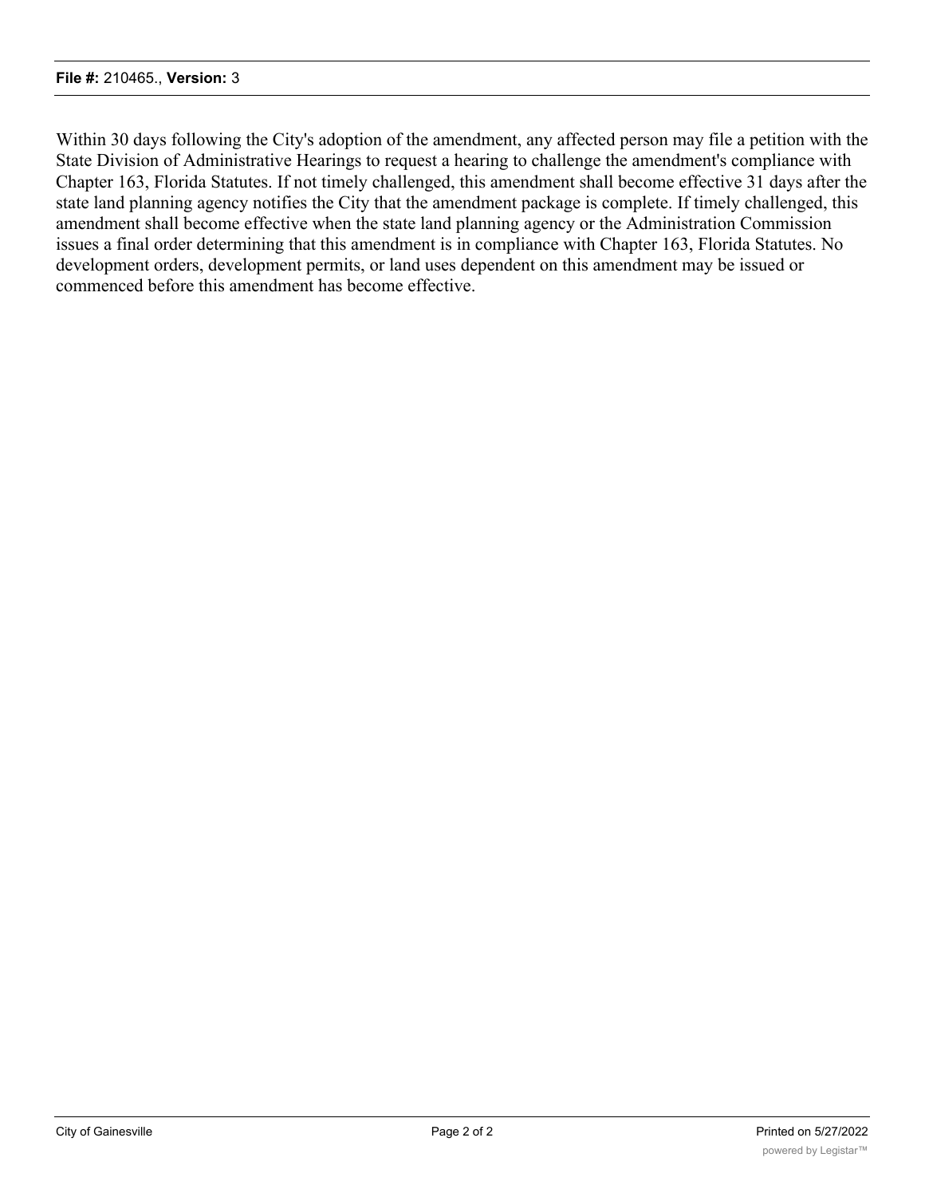Within 30 days following the City's adoption of the amendment, any affected person may file a petition with the State Division of Administrative Hearings to request a hearing to challenge the amendment's compliance with Chapter 163, Florida Statutes. If not timely challenged, this amendment shall become effective 31 days after the state land planning agency notifies the City that the amendment package is complete. If timely challenged, this amendment shall become effective when the state land planning agency or the Administration Commission issues a final order determining that this amendment is in compliance with Chapter 163, Florida Statutes. No development orders, development permits, or land uses dependent on this amendment may be issued or commenced before this amendment has become effective.